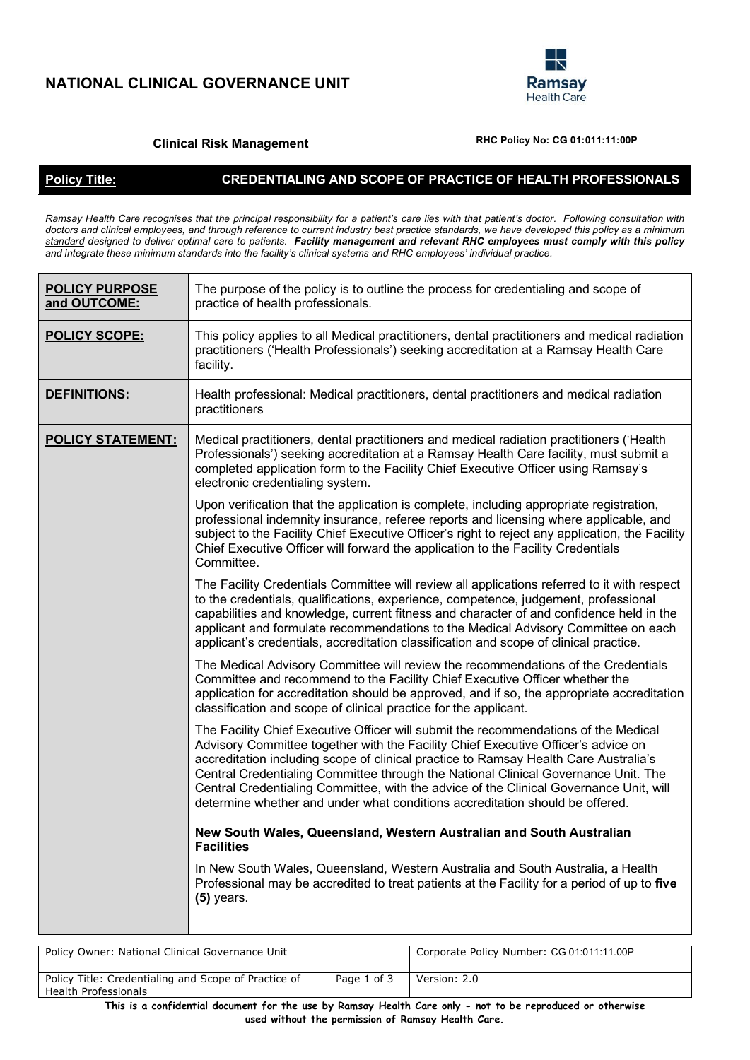# NATIONAL CLINICAL GOVERNANCE UNIT

Ramsay Health Care

| Clinical Risk Management | RHC Policy No: CG 01:011:11:00P |
|---|---|

**Policy Title:** **CREDENTIALING AND SCOPE OF PRACTICE OF HEALTH PROFESSIONALS**

*Ramsay Health Care recognises that the principal responsibility for a patient's care lies with that patient's doctor. Following consultation with doctors and clinical employees, and through reference to current industry best practice standards, we have developed this policy as a minimum standard designed to deliver optimal care to patients.* ***Facility management and relevant RHC employees must comply with this policy*** *and integrate these minimum standards into the facility's clinical systems and RHC employees' individual practice.*

| | |
|---|---|
| **POLICY PURPOSE and OUTCOME:** | The purpose of the policy is to outline the process for credentialing and scope of practice of health professionals. |
| **POLICY SCOPE:** | This policy applies to all Medical practitioners, dental practitioners and medical radiation practitioners ('Health Professionals') seeking accreditation at a Ramsay Health Care facility. |
| **DEFINITIONS:** | Health professional: Medical practitioners, dental practitioners and medical radiation practitioners |
| **POLICY STATEMENT:** | Medical practitioners, dental practitioners and medical radiation practitioners ('Health Professionals') seeking accreditation at a Ramsay Health Care facility, must submit a completed application form to the Facility Chief Executive Officer using Ramsay's electronic credentialing system.<br><br>Upon verification that the application is complete, including appropriate registration, professional indemnity insurance, referee reports and licensing where applicable, and subject to the Facility Chief Executive Officer's right to reject any application, the Facility Chief Executive Officer will forward the application to the Facility Credentials Committee.<br><br>The Facility Credentials Committee will review all applications referred to it with respect to the credentials, qualifications, experience, competence, judgement, professional capabilities and knowledge, current fitness and character of and confidence held in the applicant and formulate recommendations to the Medical Advisory Committee on each applicant's credentials, accreditation classification and scope of clinical practice.<br><br>The Medical Advisory Committee will review the recommendations of the Credentials Committee and recommend to the Facility Chief Executive Officer whether the application for accreditation should be approved, and if so, the appropriate accreditation classification and scope of clinical practice for the applicant.<br><br>The Facility Chief Executive Officer will submit the recommendations of the Medical Advisory Committee together with the Facility Chief Executive Officer's advice on accreditation including scope of clinical practice to Ramsay Health Care Australia's Central Credentialing Committee through the National Clinical Governance Unit. The Central Credentialing Committee, with the advice of the Clinical Governance Unit, will determine whether and under what conditions accreditation should be offered.<br><br>**New South Wales, Queensland, Western Australian and South Australian Facilities**<br><br>In New South Wales, Queensland, Western Australia and South Australia, a Health Professional may be accredited to treat patients at the Facility for a period of up to **five (5)** years. |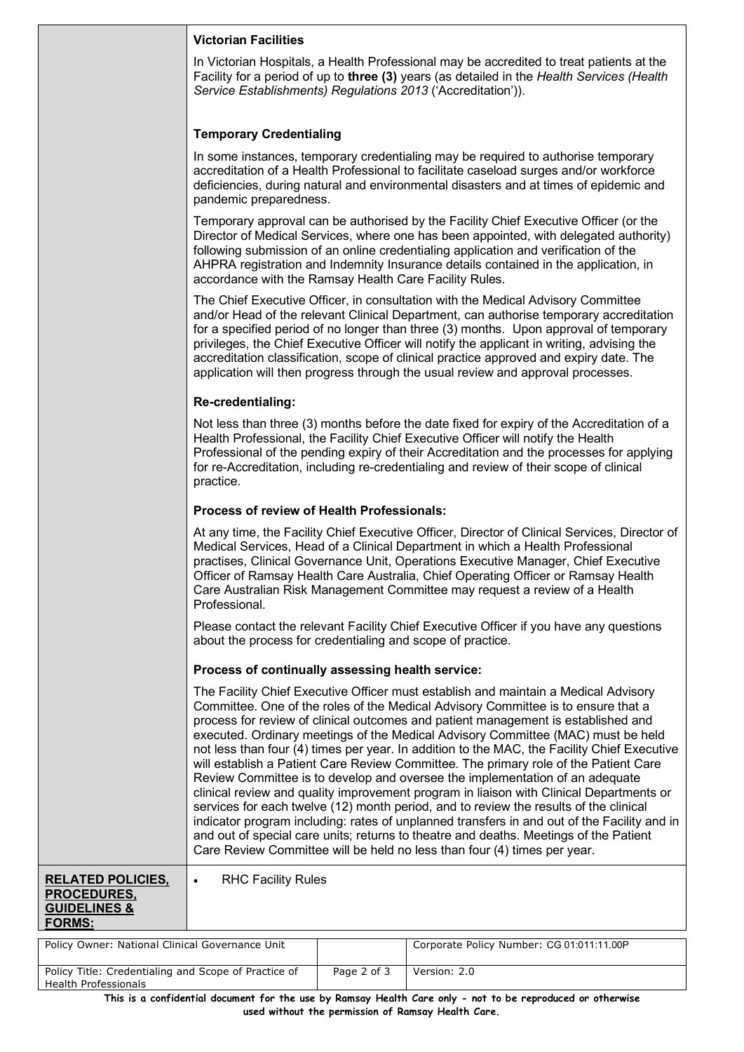### Victorian Facilities

In Victorian Hospitals, a Health Professional may be accredited to treat patients at the Facility for a period of up to **three (3)** years (as detailed in the *Health Services (Health Service Establishments) Regulations 2013* ('Accreditation')).

### Temporary Credentialing

In some instances, temporary credentialing may be required to authorise temporary accreditation of a Health Professional to facilitate caseload surges and/or workforce deficiencies, during natural and environmental disasters and at times of epidemic and pandemic preparedness.

Temporary approval can be authorised by the Facility Chief Executive Officer (or the Director of Medical Services, where one has been appointed, with delegated authority) following submission of an online credentialing application and verification of the AHPRA registration and Indemnity Insurance details contained in the application, in accordance with the Ramsay Health Care Facility Rules.

The Chief Executive Officer, in consultation with the Medical Advisory Committee and/or Head of the relevant Clinical Department, can authorise temporary accreditation for a specified period of no longer than three (3) months. Upon approval of temporary privileges, the Chief Executive Officer will notify the applicant in writing, advising the accreditation classification, scope of clinical practice approved and expiry date. The application will then progress through the usual review and approval processes.

### Re-credentialing:

Not less than three (3) months before the date fixed for expiry of the Accreditation of a Health Professional, the Facility Chief Executive Officer will notify the Health Professional of the pending expiry of their Accreditation and the processes for applying for re-Accreditation, including re-credentialing and review of their scope of clinical practice.

### Process of review of Health Professionals:

At any time, the Facility Chief Executive Officer, Director of Clinical Services, Director of Medical Services, Head of a Clinical Department in which a Health Professional practises, Clinical Governance Unit, Operations Executive Manager, Chief Executive Officer of Ramsay Health Care Australia, Chief Operating Officer or Ramsay Health Care Australian Risk Management Committee may request a review of a Health Professional.

Please contact the relevant Facility Chief Executive Officer if you have any questions about the process for credentialing and scope of practice.

### Process of continually assessing health service:

The Facility Chief Executive Officer must establish and maintain a Medical Advisory Committee. One of the roles of the Medical Advisory Committee is to ensure that a process for review of clinical outcomes and patient management is established and executed. Ordinary meetings of the Medical Advisory Committee (MAC) must be held not less than four (4) times per year. In addition to the MAC, the Facility Chief Executive will establish a Patient Care Review Committee. The primary role of the Patient Care Review Committee is to develop and oversee the implementation of an adequate clinical review and quality improvement program in liaison with Clinical Departments or services for each twelve (12) month period, and to review the results of the clinical indicator program including: rates of unplanned transfers in and out of the Facility and in and out of special care units; returns to theatre and deaths. Meetings of the Patient Care Review Committee will be held no less than four (4) times per year.

**RELATED POLICIES, PROCEDURES, GUIDELINES & FORMS:**

- RHC Facility Rules

| Policy Owner: National Clinical Governance Unit | | Corporate Policy Number: CG 01:011:11.00P |
|---|---|---|
| Policy Title: Credentialing and Scope of Practice of Health Professionals | Page 2 of 3 | Version: 2.0 |

**This is a confidential document for the use by Ramsay Health Care only - not to be reproduced or otherwise used without the permission of Ramsay Health Care.**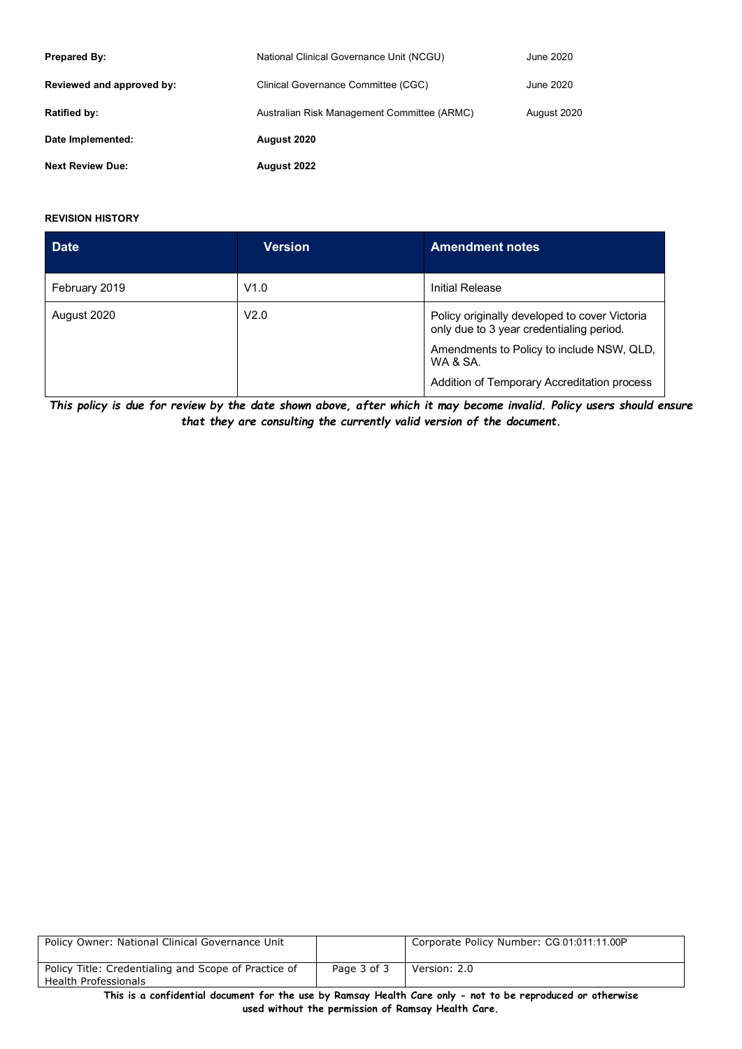| | | |
|---|---|---|
| **Prepared By:** | National Clinical Governance Unit (NCGU) | June 2020 |
| **Reviewed and approved by:** | Clinical Governance Committee (CGC) | June 2020 |
| **Ratified by:** | Australian Risk Management Committee (ARMC) | August 2020 |
| **Date Implemented:** | **August 2020** | |
| **Next Review Due:** | **August 2022** | |

**REVISION HISTORY**

| Date | Version | Amendment notes |
|---|---|---|
| February 2019 | V1.0 | Initial Release |
| August 2020 | V2.0 | Policy originally developed to cover Victoria only due to 3 year credentialing period.<br>Amendments to Policy to include NSW, QLD, WA & SA.<br>Addition of Temporary Accreditation process |

***This policy is due for review by the date shown above, after which it may become invalid. Policy users should ensure that they are consulting the currently valid version of the document.***